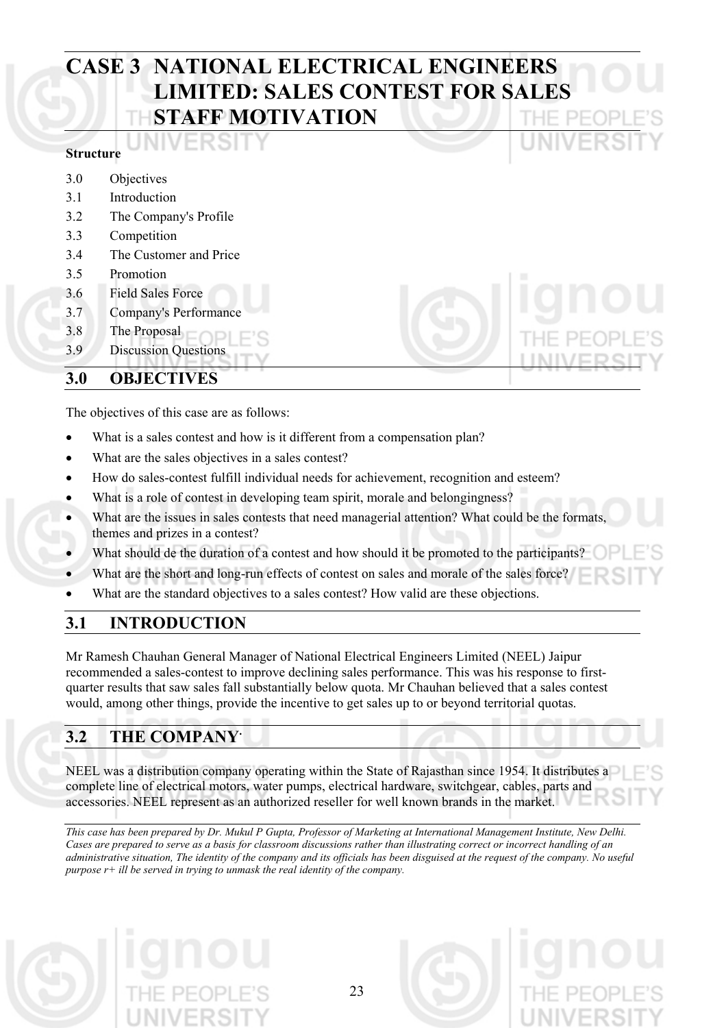# CASE 3 NATIONAL ELECTRICAL ENGINEERS LIMITED: SALES CONTEST FOR SALES STAFF MOTIVATION

**Structure**

3.0 Objectives
3.1 Introduction
3.2 The Company's Profile
3.3 Competition
3.4 The Customer and Price
3.5 Promotion
3.6 Field Sales Force
3.7 Company's Performance
3.8 The Proposal
3.9 Discussion Questions

## 3.0 OBJECTIVES

The objectives of this case are as follows:

- What is a sales contest and how is it different from a compensation plan?
- What are the sales objectives in a sales contest?
- How do sales-contest fulfill individual needs for achievement, recognition and esteem?
- What is a role of contest in developing team spirit, morale and belongingness?
- What are the issues in sales contests that need managerial attention? What could be the formats, themes and prizes in a contest?
- What should de the duration of a contest and how should it be promoted to the participants?
- What are the short and long-run effects of contest on sales and morale of the sales force?
- What are the standard objectives to a sales contest? How valid are these objections.

## 3.1 INTRODUCTION

Mr Ramesh Chauhan General Manager of National Electrical Engineers Limited (NEEL) Jaipur recommended a sales-contest to improve declining sales performance. This was his response to first-quarter results that saw sales fall substantially below quota. Mr Chauhan believed that a sales contest would, among other things, provide the incentive to get sales up to or beyond territorial quotas.

## 3.2 THE COMPANY

NEEL was a distribution company operating within the State of Rajasthan since 1954. It distributes a complete line of electrical motors, water pumps, electrical hardware, switchgear, cables, parts and accessories. NEEL represent as an authorized reseller for well known brands in the market.

*This case has been prepared by Dr. Mukul P Gupta, Professor of Marketing at International Management Institute, New Delhi. Cases are prepared to serve as a basis for classroom discussions rather than illustrating correct or incorrect handling of an administrative situation, The identity of the company and its officials has been disguised at the request of the company. No useful purpose r+ ill be served in trying to unmask the real identity of the company.*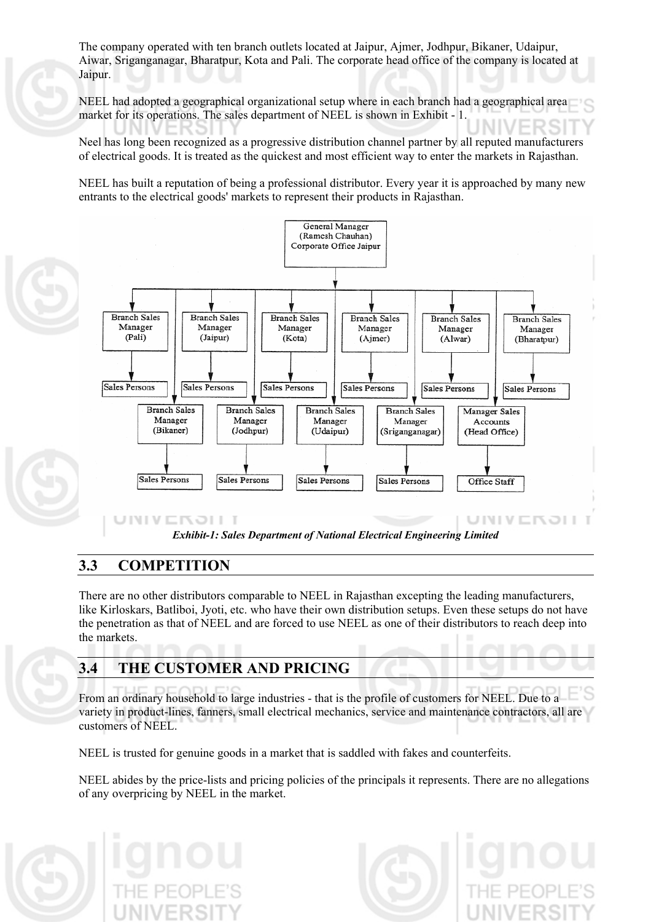The company operated with ten branch outlets located at Jaipur, Ajmer, Jodhpur, Bikaner, Udaipur, Aiwar, Sriganganagar, Bharatpur, Kota and Pali. The corporate head office of the company is located at Jaipur.

NEEL had adopted a geographical organizational setup where in each branch had a geographical area market for its operations. The sales department of NEEL is shown in Exhibit - 1.

Neel has long been recognized as a progressive distribution channel partner by all reputed manufacturers of electrical goods. It is treated as the quickest and most efficient way to enter the markets in Rajasthan.

NEEL has built a reputation of being a professional distributor. Every year it is approached by many new entrants to the electrical goods' markets to represent their products in Rajasthan.

- General Manager (Ramesh Chauhan) Corporate Office Jaipur
  - Branch Sales Manager (Pali) → Sales Persons
  - Branch Sales Manager (Jaipur) → Sales Persons
  - Branch Sales Manager (Kota) → Sales Persons
  - Branch Sales Manager (Ajmer) → Sales Persons
  - Branch Sales Manager (Alwar) → Sales Persons
  - Branch Sales Manager (Bharatpur) → Sales Persons
  - Branch Sales Manager (Bikaner) → Sales Persons
  - Branch Sales Manager (Jodhpur) → Sales Persons
  - Branch Sales Manager (Udaipur) → Sales Persons
  - Branch Sales Manager (Sriganganagar) → Sales Persons
  - Manager Sales Accounts (Head Office) → Office Staff

*Exhibit-1: Sales Department of National Electrical Engineering Limited*

## 3.3 COMPETITION

There are no other distributors comparable to NEEL in Rajasthan excepting the leading manufacturers, like Kirloskars, Batliboi, Jyoti, etc. who have their own distribution setups. Even these setups do not have the penetration as that of NEEL and are forced to use NEEL as one of their distributors to reach deep into the markets.

## 3.4 THE CUSTOMER AND PRICING

From an ordinary household to large industries - that is the profile of customers for NEEL. Due to a variety in product-lines, fanners, small electrical mechanics, service and maintenance contractors, all are customers of NEEL.

NEEL is trusted for genuine goods in a market that is saddled with fakes and counterfeits.

NEEL abides by the price-lists and pricing policies of the principals it represents. There are no allegations of any overpricing by NEEL in the market.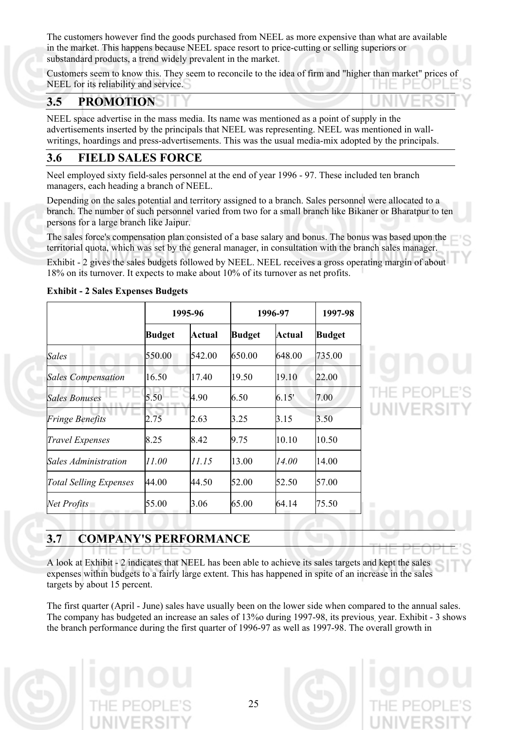The customers however find the goods purchased from NEEL as more expensive than what are available in the market. This happens because NEEL space resort to price-cutting or selling superiors or substandard products, a trend widely prevalent in the market.

Customers seem to know this. They seem to reconcile to the idea of firm and "higher than market" prices of NEEL for its reliability and service.

## 3.5 PROMOTION

NEEL space advertise in the mass media. Its name was mentioned as a point of supply in the advertisements inserted by the principals that NEEL was representing. NEEL was mentioned in wall-writings, hoardings and press-advertisements. This was the usual media-mix adopted by the principals.

## 3.6 FIELD SALES FORCE

Neel employed sixty field-sales personnel at the end of year 1996 - 97. These included ten branch managers, each heading a branch of NEEL.

Depending on the sales potential and territory assigned to a branch. Sales personnel were allocated to a branch. The number of such personnel varied from two for a small branch like Bikaner or Bharatpur to ten persons for a large branch like Jaipur.

The sales force's compensation plan consisted of a base salary and bonus. The bonus was based upon the territorial quota, which was set by the general manager, in consultation with the branch sales manager.

Exhibit - 2 gives the sales budgets followed by NEEL. NEEL receives a gross operating margin of about 18% on its turnover. It expects to make about 10% of its turnover as net profits.

**Exhibit - 2 Sales Expenses Budgets**

| | 1995-96 | | 1996-97 | | 1997-98 |
|---|---|---|---|---|---|
| | **Budget** | **Actual** | **Budget** | **Actual** | **Budget** |
| *Sales* | 550.00 | 542.00 | 650.00 | 648.00 | 735.00 |
| *Sales Compensation* | 16.50 | 17.40 | 19.50 | 19.10 | 22.00 |
| *Sales Bonuses* | 5.50 | 4.90 | 6.50 | 6.15' | 7.00 |
| *Fringe Benefits* | 2.75 | 2.63 | 3.25 | 3.15 | 3.50 |
| *Travel Expenses* | 8.25 | 8.42 | 9.75 | 10.10 | 10.50 |
| *Sales Administration* | *11.00* | *11.15* | 13.00 | *14.00* | 14.00 |
| *Total Selling Expenses* | 44.00 | 44.50 | 52.00 | 52.50 | 57.00 |
| *Net Profits* | 55.00 | 3.06 | 65.00 | 64.14 | 75.50 |

## 3.7 COMPANY'S PERFORMANCE

A look at Exhibit - 2 indicates that NEEL has been able to achieve its sales targets and kept the sales expenses within budgets to a fairly large extent. This has happened in spite of an increase in the sales targets by about 15 percent.

The first quarter (April - June) sales have usually been on the lower side when compared to the annual sales. The company has budgeted an increase an sales of 13%o during 1997-98, its previous, year. Exhibit - 3 shows the branch performance during the first quarter of 1996-97 as well as 1997-98. The overall growth in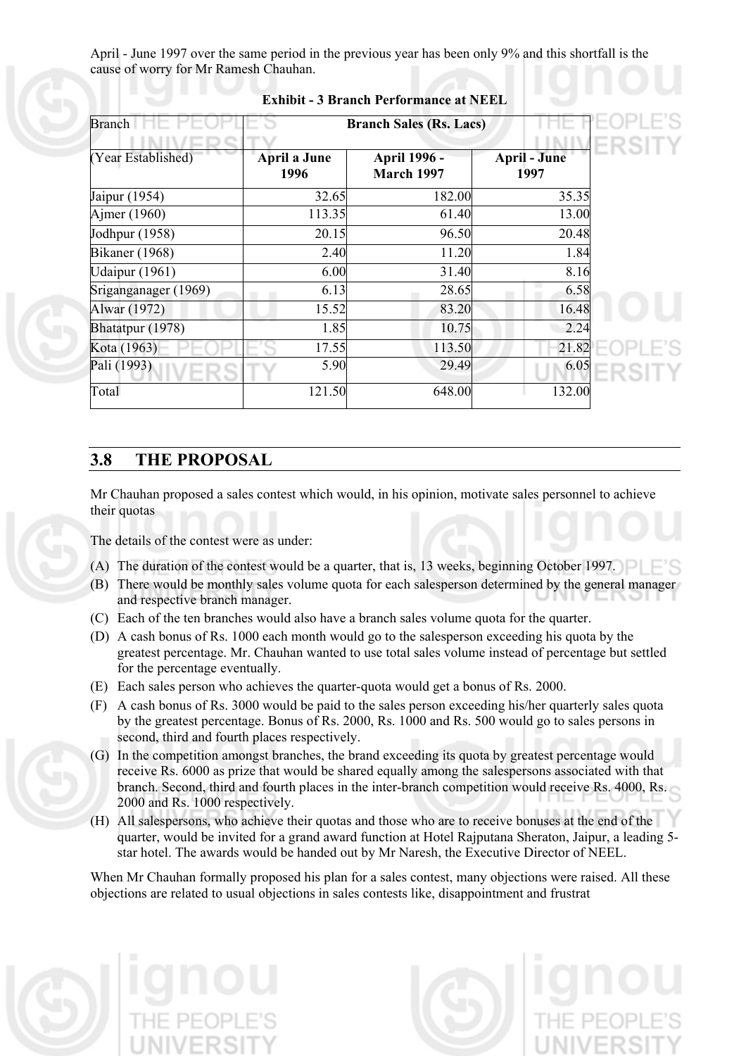April - June 1997 over the same period in the previous year has been only 9% and this shortfall is the cause of worry for Mr Ramesh Chauhan.

**Exhibit - 3 Branch Performance at NEEL**

| Branch | Branch Sales (Rs. Lacs) | | |
|---|---|---|---|
| (Year Established) | April a June 1996 | April 1996 - March 1997 | April - June 1997 |
| Jaipur (1954) | 32.65 | 182.00 | 35.35 |
| Ajmer (1960) | 113.35 | 61.40 | 13.00 |
| Jodhpur (1958) | 20.15 | 96.50 | 20.48 |
| Bikaner (1968) | 2.40 | 11.20 | 1.84 |
| Udaipur (1961) | 6.00 | 31.40 | 8.16 |
| Sriganganager (1969) | 6.13 | 28.65 | 6.58 |
| Alwar (1972) | 15.52 | 83.20 | 16.48 |
| Bhatatpur (1978) | 1.85 | 10.75 | 2.24 |
| Kota (1963) | 17.55 | 113.50 | 21.82 |
| Pali (1993) | 5.90 | 29.49 | 6.05 |
| Total | 121.50 | 648.00 | 132.00 |

## 3.8 THE PROPOSAL

Mr Chauhan proposed a sales contest which would, in his opinion, motivate sales personnel to achieve their quotas

The details of the contest were as under:

(A) The duration of the contest would be a quarter, that is, 13 weeks, beginning October 1997.

(B) There would be monthly sales volume quota for each salesperson determined by the general manager and respective branch manager.

(C) Each of the ten branches would also have a branch sales volume quota for the quarter.

(D) A cash bonus of Rs. 1000 each month would go to the salesperson exceeding his quota by the greatest percentage. Mr. Chauhan wanted to use total sales volume instead of percentage but settled for the percentage eventually.

(E) Each sales person who achieves the quarter-quota would get a bonus of Rs. 2000.

(F) A cash bonus of Rs. 3000 would be paid to the sales person exceeding his/her quarterly sales quota by the greatest percentage. Bonus of Rs. 2000, Rs. 1000 and Rs. 500 would go to sales persons in second, third and fourth places respectively.

(G) In the competition amongst branches, the brand exceeding its quota by greatest percentage would receive Rs. 6000 as prize that would be shared equally among the salespersons associated with that branch. Second, third and fourth places in the inter-branch competition would receive Rs. 4000, Rs. 2000 and Rs. 1000 respectively.

(H) All salespersons, who achieve their quotas and those who are to receive bonuses at the end of the quarter, would be invited for a grand award function at Hotel Rajputana Sheraton, Jaipur, a leading 5-star hotel. The awards would be handed out by Mr Naresh, the Executive Director of NEEL.

When Mr Chauhan formally proposed his plan for a sales contest, many objections were raised. All these objections are related to usual objections in sales contests like, disappointment and frustrat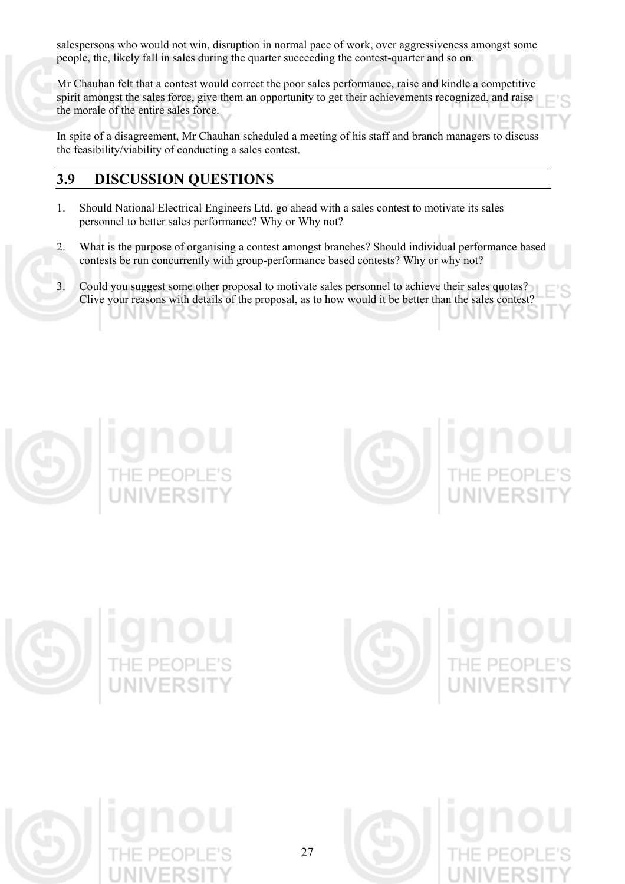salespersons who would not win, disruption in normal pace of work, over aggressiveness amongst some people, the, likely fall in sales during the quarter succeeding the contest-quarter and so on.

Mr Chauhan felt that a contest would correct the poor sales performance, raise and kindle a competitive spirit amongst the sales force, give them an opportunity to get their achievements recognized, and raise the morale of the entire sales force.

In spite of a disagreement, Mr Chauhan scheduled a meeting of his staff and branch managers to discuss the feasibility/viability of conducting a sales contest.

## 3.9 DISCUSSION QUESTIONS

1. Should National Electrical Engineers Ltd. go ahead with a sales contest to motivate its sales personnel to better sales performance? Why or Why not?

2. What is the purpose of organising a contest amongst branches? Should individual performance based contests be run concurrently with group-performance based contests? Why or why not?

3. Could you suggest some other proposal to motivate sales personnel to achieve their sales quotas? Clive your reasons with details of the proposal, as to how would it be better than the sales contest?